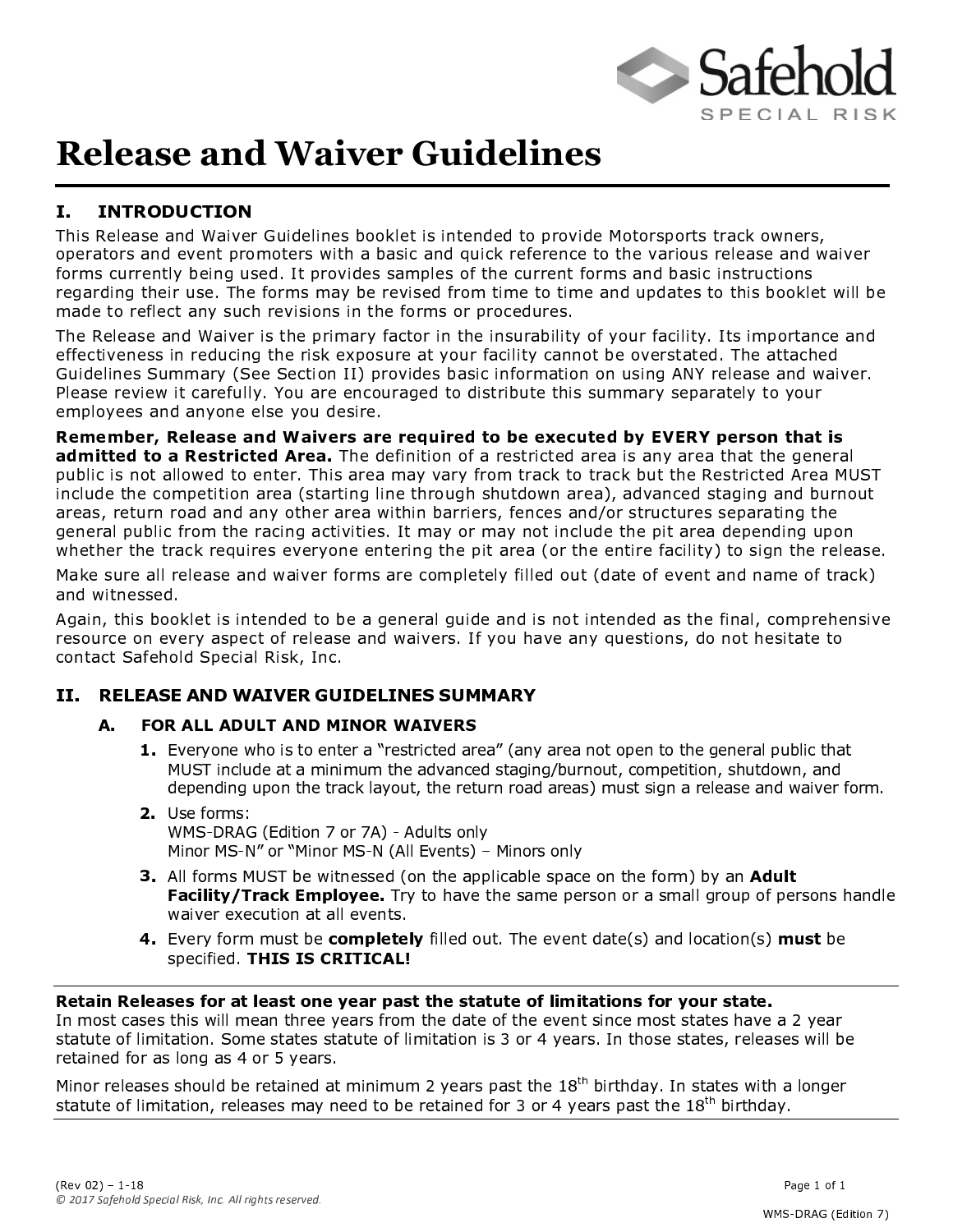# Release and Waiver Guidelines

## I. INTRODUCTION

This Release and Waiver Guidelines booklet is intended to provide Motorsports track owners, operators and event promoters with a basic and quick reference to the various release and waiver forms currently being used. It provides samples of the current forms and basic instructions regarding their use. The forms may be revised from time to time and updates to this booklet will be made to reflect any such revisions in the forms or procedures.

The Release and Waiver is the primary factor in the insurability of your facility. Its importance and effectiveness in reducing the risk exposure at your facility cannot be overstated. The attached Guidelines Summary (See Section II) provides basic information on using ANY release and waiver. Please review it carefully. You are encouraged to distribute this summary separately to your employees and anyone else you desire.

**Remember, Release and Waivers are required to be executed by EVERY person that is admitted to a Restricted Area.** The definition of a restricted area is any area that the general public is not allowed to enter. This area may vary from track to track but the Restricted Area MUST include the competition area (starting line through shutdown area), advanced staging and burnout areas, return road and any other area within barriers, fences and/or structures separating the general public from the racing activities. It may or may not include the pit area depending upon whether the track requires everyone entering the pit area (or the entire facility) to sign the release.

Make sure all release and waiver forms are completely filled out (date of event and name of track) and witnessed.

Again, this booklet is intended to be a general guide and is not intended as the final, comprehensive resource on every aspect of release and waivers. If you have any questions, do not hesitate to contact Safehold Special Risk, Inc.

## II. RELEASE AND WAIVER GUIDELINES SUMMARY

### A. FOR ALL ADULT AND MINOR WAIVERS

1. Everyone who is to enter a "restricted area" (any area not open to the general public that MUST include at a minimum the advanced staging/burnout, competition, shutdown, and depending upon the track layout, the return road areas) must sign a release and waiver form.
2. Use forms:
   WMS-DRAG (Edition 7 or 7A) - Adults only
   Minor MS-N" or "Minor MS-N (All Events) – Minors only
3. All forms MUST be witnessed (on the applicable space on the form) by an **Adult Facility/Track Employee.** Try to have the same person or a small group of persons handle waiver execution at all events.
4. Every form must be **completely** filled out. The event date(s) and location(s) **must** be specified. **THIS IS CRITICAL!**

---

**Retain Releases for at least one year past the statute of limitations for your state.**
In most cases this will mean three years from the date of the event since most states have a 2 year statute of limitation. Some states statute of limitation is 3 or 4 years. In those states, releases will be retained for as long as 4 or 5 years.

Minor releases should be retained at minimum 2 years past the 18th birthday. In states with a longer statute of limitation, releases may need to be retained for 3 or 4 years past the 18th birthday.

---

(Rev 02) – 1-18
*© 2017 Safehold Special Risk, Inc. All rights reserved.*

WMS-DRAG (Edition 7)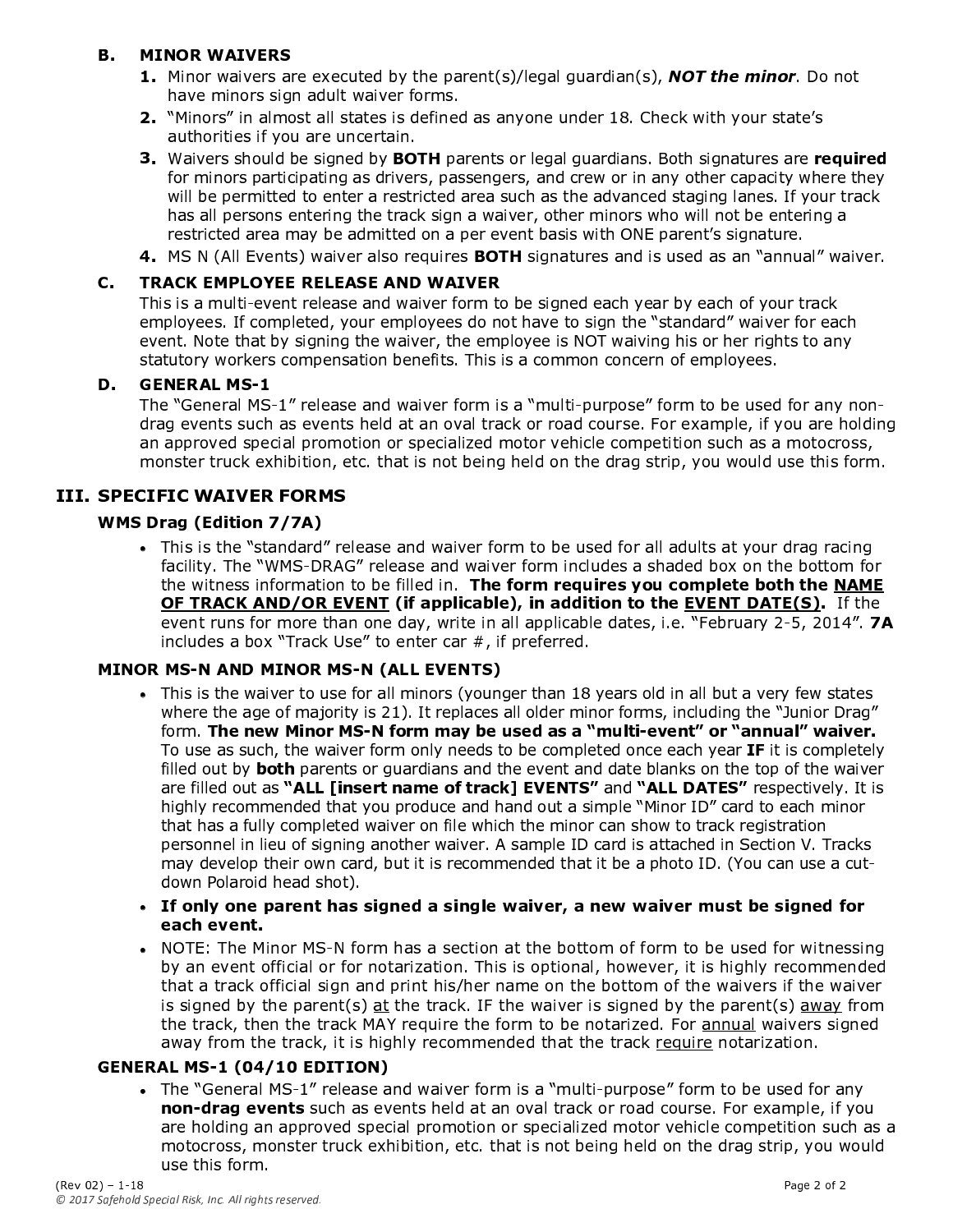### B. MINOR WAIVERS

1. Minor waivers are executed by the parent(s)/legal guardian(s), ***NOT the minor***. Do not have minors sign adult waiver forms.
2. "Minors" in almost all states is defined as anyone under 18. Check with your state's authorities if you are uncertain.
3. Waivers should be signed by **BOTH** parents or legal guardians. Both signatures are **required** for minors participating as drivers, passengers, and crew or in any other capacity where they will be permitted to enter a restricted area such as the advanced staging lanes. If your track has all persons entering the track sign a waiver, other minors who will not be entering a restricted area may be admitted on a per event basis with ONE parent's signature.
4. MS N (All Events) waiver also requires **BOTH** signatures and is used as an "annual" waiver.

### C. TRACK EMPLOYEE RELEASE AND WAIVER

This is a multi-event release and waiver form to be signed each year by each of your track employees. If completed, your employees do not have to sign the "standard" waiver for each event. Note that by signing the waiver, the employee is NOT waiving his or her rights to any statutory workers compensation benefits. This is a common concern of employees.

### D. GENERAL MS-1

The "General MS-1" release and waiver form is a "multi-purpose" form to be used for any non-drag events such as events held at an oval track or road course. For example, if you are holding an approved special promotion or specialized motor vehicle competition such as a motocross, monster truck exhibition, etc. that is not being held on the drag strip, you would use this form.

## III. SPECIFIC WAIVER FORMS

### WMS Drag (Edition 7/7A)

- This is the "standard" release and waiver form to be used for all adults at your drag racing facility. The "WMS-DRAG" release and waiver form includes a shaded box on the bottom for the witness information to be filled in. **The form requires you complete both the <u>NAME OF TRACK AND/OR EVENT</u> (if applicable), in addition to the <u>EVENT DATE(S)</u>.** If the event runs for more than one day, write in all applicable dates, i.e. "February 2-5, 2014". **7A** includes a box "Track Use" to enter car #, if preferred.

### MINOR MS-N AND MINOR MS-N (ALL EVENTS)

- This is the waiver to use for all minors (younger than 18 years old in all but a very few states where the age of majority is 21). It replaces all older minor forms, including the "Junior Drag" form. **The new Minor MS-N form may be used as a "multi-event" or "annual" waiver.** To use as such, the waiver form only needs to be completed once each year **IF** it is completely filled out by **both** parents or guardians and the event and date blanks on the top of the waiver are filled out as **"ALL [insert name of track] EVENTS"** and **"ALL DATES"** respectively. It is highly recommended that you produce and hand out a simple "Minor ID" card to each minor that has a fully completed waiver on file which the minor can show to track registration personnel in lieu of signing another waiver. A sample ID card is attached in Section V. Tracks may develop their own card, but it is recommended that it be a photo ID. (You can use a cut-down Polaroid head shot).
- **If only one parent has signed a single waiver, a new waiver must be signed for each event.**
- NOTE: The Minor MS-N form has a section at the bottom of form to be used for witnessing by an event official or for notarization. This is optional, however, it is highly recommended that a track official sign and print his/her name on the bottom of the waivers if the waiver is signed by the parent(s) <u>at</u> the track. IF the waiver is signed by the parent(s) <u>away</u> from the track, then the track MAY require the form to be notarized. For <u>annual</u> waivers signed away from the track, it is highly recommended that the track <u>require</u> notarization.

### GENERAL MS-1 (04/10 EDITION)

- The "General MS-1" release and waiver form is a "multi-purpose" form to be used for any **non-drag events** such as events held at an oval track or road course. For example, if you are holding an approved special promotion or specialized motor vehicle competition such as a motocross, monster truck exhibition, etc. that is not being held on the drag strip, you would use this form.

(Rev 02) – 1-18

*© 2017 Safehold Special Risk, Inc. All rights reserved.*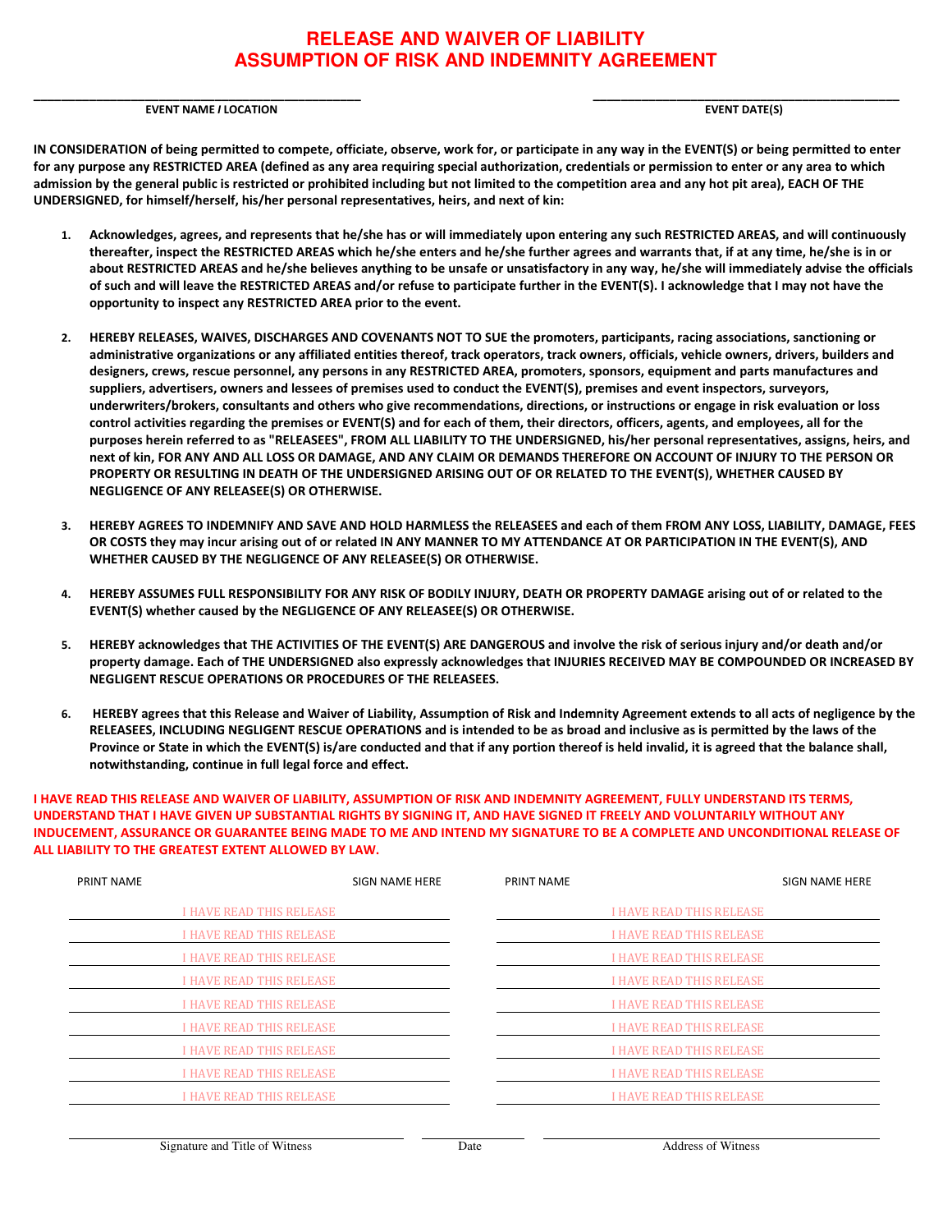# RELEASE AND WAIVER OF LIABILITY
# ASSUMPTION OF RISK AND INDEMNITY AGREEMENT

| EVENT NAME / LOCATION | EVENT DATE(S) |
|---|---|
| | |

**IN CONSIDERATION of being permitted to compete, officiate, observe, work for, or participate in any way in the EVENT(S) or being permitted to enter for any purpose any RESTRICTED AREA (defined as any area requiring special authorization, credentials or permission to enter or any area to which admission by the general public is restricted or prohibited including but not limited to the competition area and any hot pit area), EACH OF THE UNDERSIGNED, for himself/herself, his/her personal representatives, heirs, and next of kin:**

1. **Acknowledges, agrees, and represents that he/she has or will immediately upon entering any such RESTRICTED AREAS, and will continuously thereafter, inspect the RESTRICTED AREAS which he/she enters and he/she further agrees and warrants that, if at any time, he/she is in or about RESTRICTED AREAS and he/she believes anything to be unsafe or unsatisfactory in any way, he/she will immediately advise the officials of such and will leave the RESTRICTED AREAS and/or refuse to participate further in the EVENT(S). I acknowledge that I may not have the opportunity to inspect any RESTRICTED AREA prior to the event.**

2. **HEREBY RELEASES, WAIVES, DISCHARGES AND COVENANTS NOT TO SUE the promoters, participants, racing associations, sanctioning or administrative organizations or any affiliated entities thereof, track operators, track owners, officials, vehicle owners, drivers, builders and designers, crews, rescue personnel, any persons in any RESTRICTED AREA, promoters, sponsors, equipment and parts manufactures and suppliers, advertisers, owners and lessees of premises used to conduct the EVENT(S), premises and event inspectors, surveyors, underwriters/brokers, consultants and others who give recommendations, directions, or instructions or engage in risk evaluation or loss control activities regarding the premises or EVENT(S) and for each of them, their directors, officers, agents, and employees, all for the purposes herein referred to as "RELEASEES", FROM ALL LIABILITY TO THE UNDERSIGNED, his/her personal representatives, assigns, heirs, and next of kin, FOR ANY AND ALL LOSS OR DAMAGE, AND ANY CLAIM OR DEMANDS THEREFORE ON ACCOUNT OF INJURY TO THE PERSON OR PROPERTY OR RESULTING IN DEATH OF THE UNDERSIGNED ARISING OUT OF OR RELATED TO THE EVENT(S), WHETHER CAUSED BY NEGLIGENCE OF ANY RELEASEE(S) OR OTHERWISE.**

3. **HEREBY AGREES TO INDEMNIFY AND SAVE AND HOLD HARMLESS the RELEASEES and each of them FROM ANY LOSS, LIABILITY, DAMAGE, FEES OR COSTS they may incur arising out of or related IN ANY MANNER TO MY ATTENDANCE AT OR PARTICIPATION IN THE EVENT(S), AND WHETHER CAUSED BY THE NEGLIGENCE OF ANY RELEASEE(S) OR OTHERWISE.**

4. **HEREBY ASSUMES FULL RESPONSIBILITY FOR ANY RISK OF BODILY INJURY, DEATH OR PROPERTY DAMAGE arising out of or related to the EVENT(S) whether caused by the NEGLIGENCE OF ANY RELEASEE(S) OR OTHERWISE.**

5. **HEREBY acknowledges that THE ACTIVITIES OF THE EVENT(S) ARE DANGEROUS and involve the risk of serious injury and/or death and/or property damage. Each of THE UNDERSIGNED also expressly acknowledges that INJURIES RECEIVED MAY BE COMPOUNDED OR INCREASED BY NEGLIGENT RESCUE OPERATIONS OR PROCEDURES OF THE RELEASEES.**

6. **HEREBY agrees that this Release and Waiver of Liability, Assumption of Risk and Indemnity Agreement extends to all acts of negligence by the RELEASEES, INCLUDING NEGLIGENT RESCUE OPERATIONS and is intended to be as broad and inclusive as is permitted by the laws of the Province or State in which the EVENT(S) is/are conducted and that if any portion thereof is held invalid, it is agreed that the balance shall, notwithstanding, continue in full legal force and effect.**

**I HAVE READ THIS RELEASE AND WAIVER OF LIABILITY, ASSUMPTION OF RISK AND INDEMNITY AGREEMENT, FULLY UNDERSTAND ITS TERMS, UNDERSTAND THAT I HAVE GIVEN UP SUBSTANTIAL RIGHTS BY SIGNING IT, AND HAVE SIGNED IT FREELY AND VOLUNTARILY WITHOUT ANY INDUCEMENT, ASSURANCE OR GUARANTEE BEING MADE TO ME AND INTEND MY SIGNATURE TO BE A COMPLETE AND UNCONDITIONAL RELEASE OF ALL LIABILITY TO THE GREATEST EXTENT ALLOWED BY LAW.**

| PRINT NAME | | SIGN NAME HERE | PRINT NAME | | SIGN NAME HERE |
|---|---|---|---|---|---|
| | I HAVE READ THIS RELEASE | | | I HAVE READ THIS RELEASE | |
| | I HAVE READ THIS RELEASE | | | I HAVE READ THIS RELEASE | |
| | I HAVE READ THIS RELEASE | | | I HAVE READ THIS RELEASE | |
| | I HAVE READ THIS RELEASE | | | I HAVE READ THIS RELEASE | |
| | I HAVE READ THIS RELEASE | | | I HAVE READ THIS RELEASE | |
| | I HAVE READ THIS RELEASE | | | I HAVE READ THIS RELEASE | |
| | I HAVE READ THIS RELEASE | | | I HAVE READ THIS RELEASE | |
| | I HAVE READ THIS RELEASE | | | I HAVE READ THIS RELEASE | |
| | I HAVE READ THIS RELEASE | | | I HAVE READ THIS RELEASE | |

| Signature and Title of Witness | Date | Address of Witness |
|---|---|---|
| | | |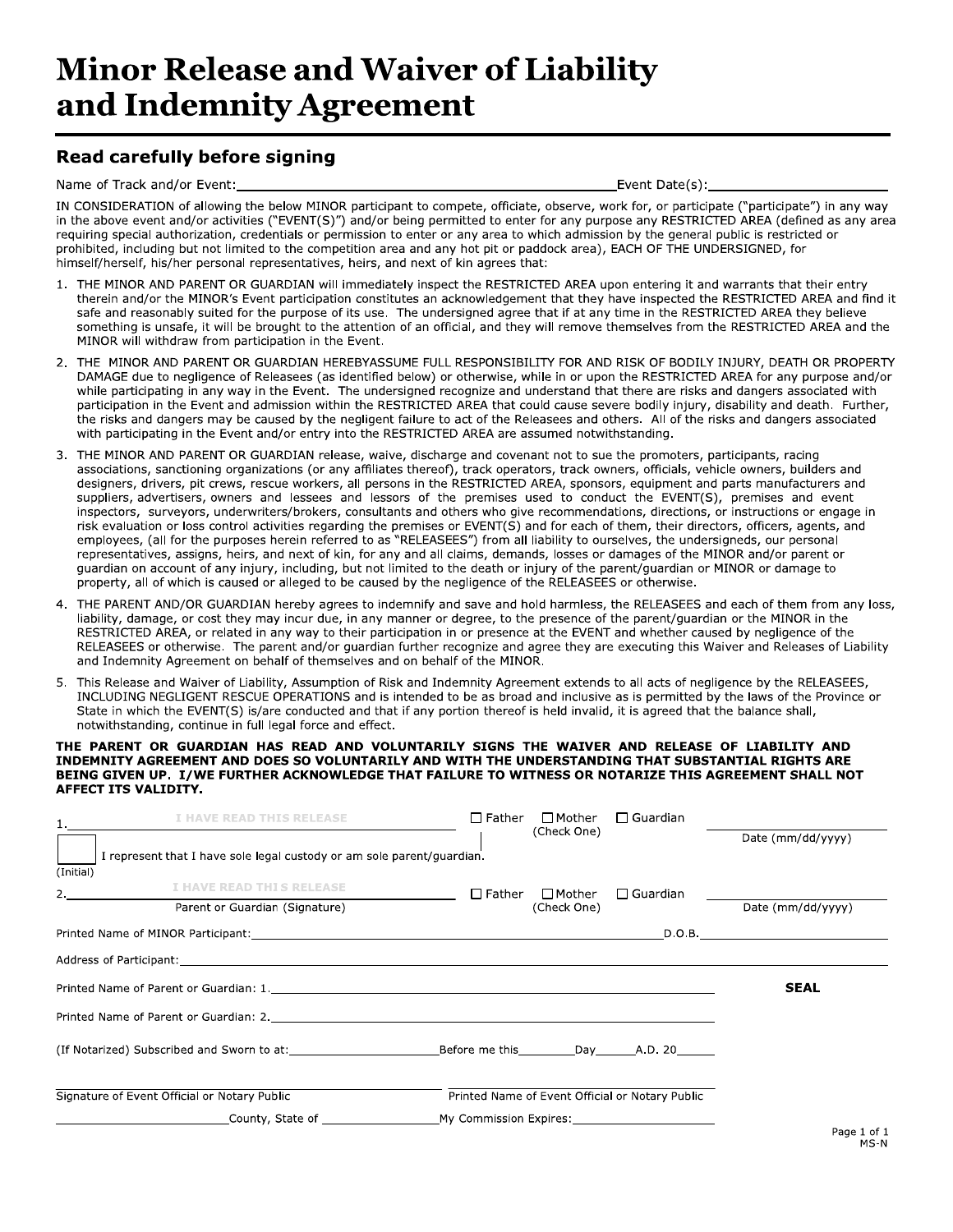# Minor Release and Waiver of Liability and Indemnity Agreement

## Read carefully before signing

Name of Track and/or Event:\_\_\_\_\_\_\_\_\_\_\_\_\_\_\_\_\_\_\_\_\_\_\_\_\_\_\_\_\_\_\_\_\_\_\_\_ Event Date(s):\_\_\_\_\_\_\_\_\_\_\_\_\_\_\_\_\_\_\_\_

IN CONSIDERATION of allowing the below MINOR participant to compete, officiate, observe, work for, or participate ("participate") in any way in the above event and/or activities ("EVENT(S)") and/or being permitted to enter for any purpose any RESTRICTED AREA (defined as any area requiring special authorization, credentials or permission to enter or any area to which admission by the general public is restricted or prohibited, including but not limited to the competition area and any hot pit or paddock area), EACH OF THE UNDERSIGNED, for himself/herself, his/her personal representatives, heirs, and next of kin agrees that:

1. THE MINOR AND PARENT OR GUARDIAN will immediately inspect the RESTRICTED AREA upon entering it and warrants that their entry therein and/or the MINOR's Event participation constitutes an acknowledgement that they have inspected the RESTRICTED AREA and find it safe and reasonably suited for the purpose of its use. The undersigned agree that if at any time in the RESTRICTED AREA they believe something is unsafe, it will be brought to the attention of an official, and they will remove themselves from the RESTRICTED AREA and the MINOR will withdraw from participation in the Event.
2. THE MINOR AND PARENT OR GUARDIAN HEREBYASSUME FULL RESPONSIBILITY FOR AND RISK OF BODILY INJURY, DEATH OR PROPERTY DAMAGE due to negligence of Releasees (as identified below) or otherwise, while in or upon the RESTRICTED AREA for any purpose and/or while participating in any way in the Event. The undersigned recognize and understand that there are risks and dangers associated with participation in the Event and admission within the RESTRICTED AREA that could cause severe bodily injury, disability and death. Further, the risks and dangers may be caused by the negligent failure to act of the Releasees and others. All of the risks and dangers associated with participating in the Event and/or entry into the RESTRICTED AREA are assumed notwithstanding.
3. THE MINOR AND PARENT OR GUARDIAN release, waive, discharge and covenant not to sue the promoters, participants, racing associations, sanctioning organizations (or any affiliates thereof), track operators, track owners, officials, vehicle owners, builders and designers, drivers, pit crews, rescue workers, all persons in the RESTRICTED AREA, sponsors, equipment and parts manufacturers and suppliers, advertisers, owners and lessees and lessors of the premises used to conduct the EVENT(S), premises and event inspectors, surveyors, underwriters/brokers, consultants and others who give recommendations, directions, or instructions or engage in risk evaluation or loss control activities regarding the premises or EVENT(S) and for each of them, their directors, officers, agents, and employees, (all for the purposes herein referred to as "RELEASEES") from all liability to ourselves, the undersigneds, our personal representatives, assigns, heirs, and next of kin, for any and all claims, demands, losses or damages of the MINOR and/or parent or guardian on account of any injury, including, but not limited to the death or injury of the parent/guardian or MINOR or damage to property, all of which is caused or alleged to be caused by the negligence of the RELEASEES or otherwise.
4. THE PARENT AND/OR GUARDIAN hereby agrees to indemnify and save and hold harmless, the RELEASEES and each of them from any loss, liability, damage, or cost they may incur due, in any manner or degree, to the presence of the parent/guardian or the MINOR in the RESTRICTED AREA, or related in any way to their participation in or presence at the EVENT and whether caused by negligence of the RELEASEES or otherwise. The parent and/or guardian further recognize and agree they are executing this Waiver and Releases of Liability and Indemnity Agreement on behalf of themselves and on behalf of the MINOR.
5. This Release and Waiver of Liability, Assumption of Risk and Indemnity Agreement extends to all acts of negligence by the RELEASEES, INCLUDING NEGLIGENT RESCUE OPERATIONS and is intended to be as broad and inclusive as is permitted by the laws of the Province or State in which the EVENT(S) is/are conducted and that if any portion thereof is held invalid, it is agreed that the balance shall, notwithstanding, continue in full legal force and effect.

**THE PARENT OR GUARDIAN HAS READ AND VOLUNTARILY SIGNS THE WAIVER AND RELEASE OF LIABILITY AND INDEMNITY AGREEMENT AND DOES SO VOLUNTARILY AND WITH THE UNDERSTANDING THAT SUBSTANTIAL RIGHTS ARE BEING GIVEN UP. I/WE FURTHER ACKNOWLEDGE THAT FAILURE TO WITNESS OR NOTARIZE THIS AGREEMENT SHALL NOT AFFECT ITS VALIDITY.**

1.\_\_\_\_\_\_\_\_ I HAVE READ THIS RELEASE \_\_\_\_\_\_\_\_ ☐ Father ☐ Mother ☐ Guardian (Check One) \_\_\_\_\_\_\_\_\_\_\_\_ Date (mm/dd/yyyy)

☐ (Initial) I represent that I have sole legal custody or am sole parent/guardian.

2.\_\_\_\_\_\_\_\_ I HAVE READ THIS RELEASE \_\_\_\_\_\_\_\_ ☐ Father ☐ Mother ☐ Guardian (Check One) \_\_\_\_\_\_\_\_\_\_\_\_ Date (mm/dd/yyyy)

Parent or Guardian (Signature)

Printed Name of MINOR Participant:\_\_\_\_\_\_\_\_\_\_\_\_\_\_\_\_\_\_\_\_\_\_\_\_\_\_\_\_\_\_\_\_ D.O.B.\_\_\_\_\_\_\_\_\_\_\_\_\_\_\_\_

Address of Participant:\_\_\_\_\_\_\_\_\_\_\_\_\_\_\_\_\_\_\_\_\_\_\_\_\_\_\_\_\_\_\_\_\_\_\_\_\_\_\_\_\_\_\_\_\_\_\_\_

Printed Name of Parent or Guardian: 1.\_\_\_\_\_\_\_\_\_\_\_\_\_\_\_\_\_\_\_\_\_\_\_\_\_\_\_\_\_\_\_\_\_\_\_\_ **SEAL**

Printed Name of Parent or Guardian: 2.\_\_\_\_\_\_\_\_\_\_\_\_\_\_\_\_\_\_\_\_\_\_\_\_\_\_\_\_\_\_\_\_\_\_\_\_

(If Notarized) Subscribed and Sworn to at:\_\_\_\_\_\_\_\_\_\_\_\_\_\_\_\_ Before me this\_\_\_\_\_\_\_Day\_\_\_\_\_\_A.D. 20\_\_\_\_\_

\_\_\_\_\_\_\_\_\_\_\_\_\_\_\_\_\_\_\_\_\_\_\_\_\_\_\_\_\_\_ Signature of Event Official or Notary Public

\_\_\_\_\_\_\_\_\_\_\_\_\_\_\_\_\_\_\_\_\_\_\_\_\_\_\_\_\_\_ Printed Name of Event Official or Notary Public

\_\_\_\_\_\_\_\_\_\_\_\_\_\_\_\_ County, State of \_\_\_\_\_\_\_\_\_\_\_\_\_\_\_\_ My Commission Expires:\_\_\_\_\_\_\_\_\_\_\_\_\_\_\_\_

MS-N